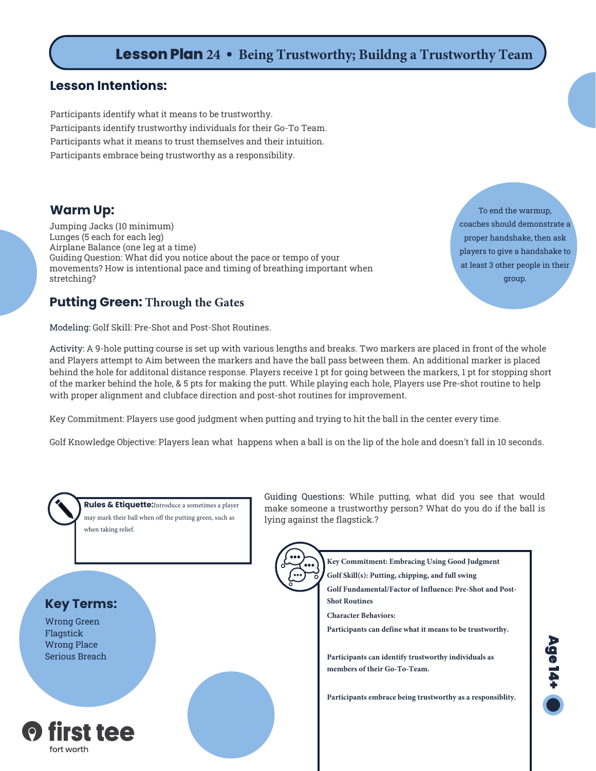# Lesson Plan 24 • Being Trustworthy; Buildng a Trustworthy Team

## Lesson Intentions:

Participants identify what it means to be trustworthy.
Participants identify trustworthy individuals for their Go-To Team.
Participants what it means to trust themselves and their intuition.
Participants embrace being trustworthy as a responsibility.

## Warm Up:

Jumping Jacks (10 minimum)
Lunges (5 each for each leg)
Airplane Balance (one leg at a time)
Guiding Question: What did you notice about the pace or tempo of your movements? How is intentional pace and timing of breathing important when stretching?

To end the warmup, coaches should demonstrate a proper handshake, then ask players to give a handshake to at least 3 other people in their group.

## Putting Green: Through the Gates

Modeling: Golf Skill: Pre-Shot and Post-Shot Routines.

Activity: A 9-hole putting course is set up with various lengths and breaks. Two markers are placed in front of the whole and Players attempt to Aim between the markers and have the ball pass between them. An additional marker is placed behind the hole for additonal distance response. Players receive 1 pt for going between the markers, 1 pt for stopping short of the marker behind the hole, & 5 pts for making the putt. While playing each hole, Players use Pre-shot routine to help with proper alignment and clubface direction and post-shot routines for improvement.

Key Commitment: Players use good judgment when putting and trying to hit the ball in the center every time.

Golf Knowledge Objective: Players lean what happens when a ball is on the lip of the hole and doesn't fall in 10 seconds.

**Rules & Etiquette:** Introduce a sometimes a player may mark their ball when off the putting green, such as when taking relief.

Guiding Questions: While putting, what did you see that would make someone a trustworthy person? What do you do if the ball is lying against the flagstick.?

## Key Terms:

Wrong Green
Flagstick
Wrong Place
Serious Breach

**Key Commitment: Embracing Using Good Judgment**
**Golf Skill(s): Putting, chipping, and full swing**
**Golf Fundamental/Factor of Influence: Pre-Shot and Post-Shot Routines**
**Character Behaviors:**
**Participants can define what it means to be trustworthy.**

**Participants can identify trustworthy individuals as members of their Go-To-Team.**

**Participants embrace being trustworthy as a responsiblity.**

**Age 14+**

first tee
fort worth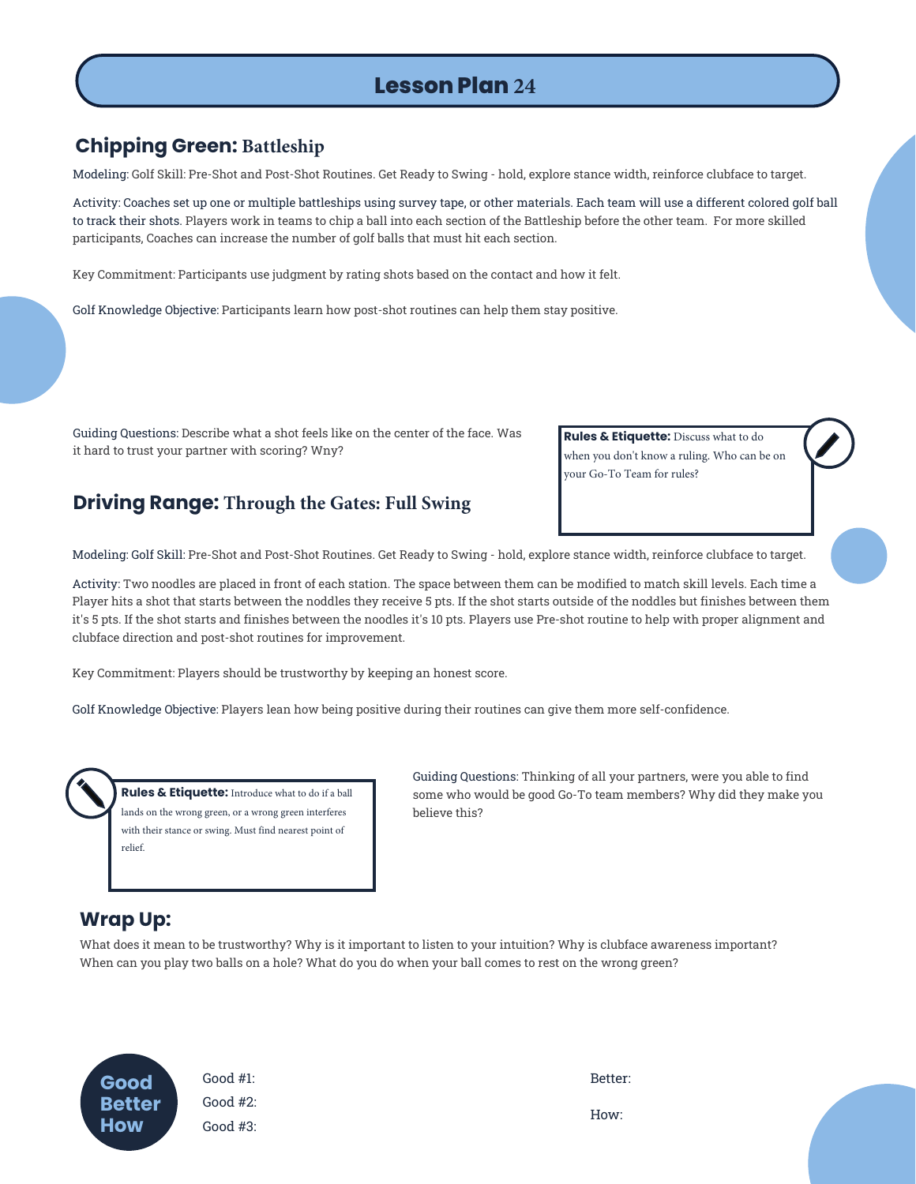# Lesson Plan 24

## Chipping Green: Battleship

Modeling: Golf Skill: Pre-Shot and Post-Shot Routines. Get Ready to Swing - hold, explore stance width, reinforce clubface to target.

Activity: Coaches set up one or multiple battleships using survey tape, or other materials. Each team will use a different colored golf ball to track their shots. Players work in teams to chip a ball into each section of the Battleship before the other team. For more skilled participants, Coaches can increase the number of golf balls that must hit each section.

Key Commitment: Participants use judgment by rating shots based on the contact and how it felt.

Golf Knowledge Objective: Participants learn how post-shot routines can help them stay positive.

Guiding Questions: Describe what a shot feels like on the center of the face. Was it hard to trust your partner with scoring? Wny?

**Rules & Etiquette:** Discuss what to do when you don't know a ruling. Who can be on your Go-To Team for rules?

## Driving Range: Through the Gates: Full Swing

Modeling: Golf Skill: Pre-Shot and Post-Shot Routines. Get Ready to Swing - hold, explore stance width, reinforce clubface to target.

Activity: Two noodles are placed in front of each station. The space between them can be modified to match skill levels. Each time a Player hits a shot that starts between the noddles they receive 5 pts. If the shot starts outside of the noddles but finishes between them it's 5 pts. If the shot starts and finishes between the noodles it's 10 pts. Players use Pre-shot routine to help with proper alignment and clubface direction and post-shot routines for improvement.

Key Commitment: Players should be trustworthy by keeping an honest score.

Golf Knowledge Objective: Players lean how being positive during their routines can give them more self-confidence.

**Rules & Etiquette:** Introduce what to do if a ball lands on the wrong green, or a wrong green interferes with their stance or swing. Must find nearest point of relief.

Guiding Questions: Thinking of all your partners, were you able to find some who would be good Go-To team members? Why did they make you believe this?

## Wrap Up:

What does it mean to be trustworthy? Why is it important to listen to your intuition? Why is clubface awareness important? When can you play two balls on a hole? What do you do when your ball comes to rest on the wrong green?

**Good Better How**

Good #1:

Good #2:

Good #3:

Better:

How: